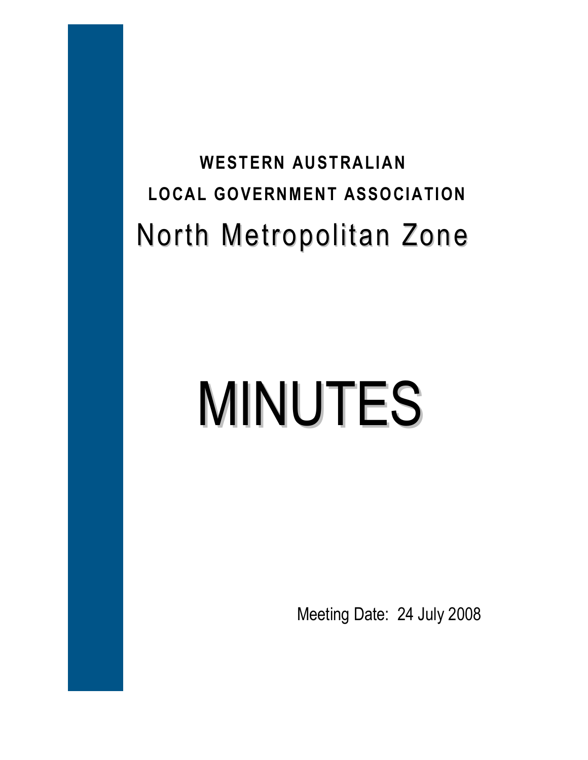**WESTERN AUSTRALIAN**

**LOCAL GOVERNMENT ASSOCIATION**

## North Metropolitan Zone

# MINUTES

Meeting Date: 24 July 2008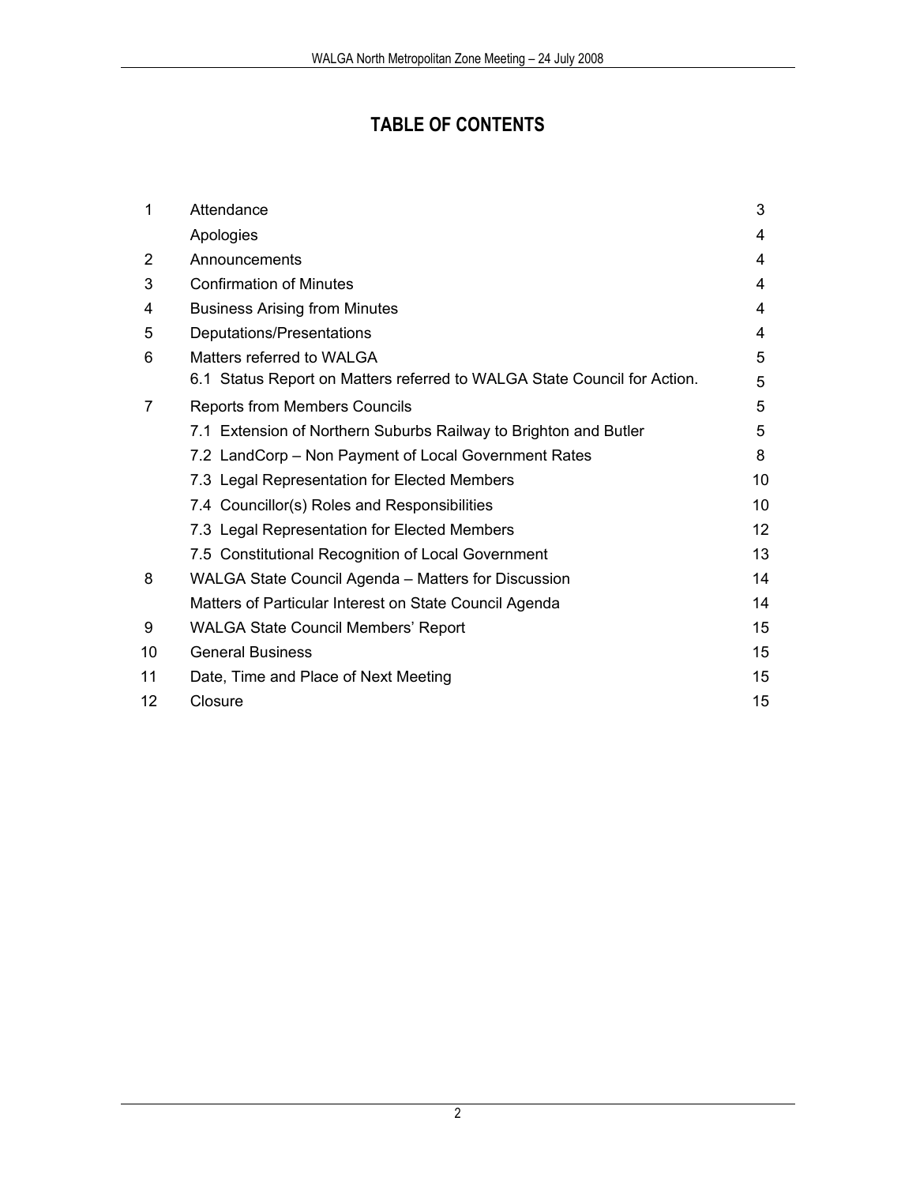# TABLE OF CONTENTS

| | | |
|---|---|---|
| 1 | Attendance | 3 |
| | Apologies | 4 |
| 2 | Announcements | 4 |
| 3 | Confirmation of Minutes | 4 |
| 4 | Business Arising from Minutes | 4 |
| 5 | Deputations/Presentations | 4 |
| 6 | Matters referred to WALGA | 5 |
| | 6.1 Status Report on Matters referred to WALGA State Council for Action. | 5 |
| 7 | Reports from Members Councils | 5 |
| | 7.1 Extension of Northern Suburbs Railway to Brighton and Butler | 5 |
| | 7.2 LandCorp – Non Payment of Local Government Rates | 8 |
| | 7.3 Legal Representation for Elected Members | 10 |
| | 7.4 Councillor(s) Roles and Responsibilities | 10 |
| | 7.3 Legal Representation for Elected Members | 12 |
| | 7.5 Constitutional Recognition of Local Government | 13 |
| 8 | WALGA State Council Agenda – Matters for Discussion | 14 |
| | Matters of Particular Interest on State Council Agenda | 14 |
| 9 | WALGA State Council Members' Report | 15 |
| 10 | General Business | 15 |
| 11 | Date, Time and Place of Next Meeting | 15 |
| 12 | Closure | 15 |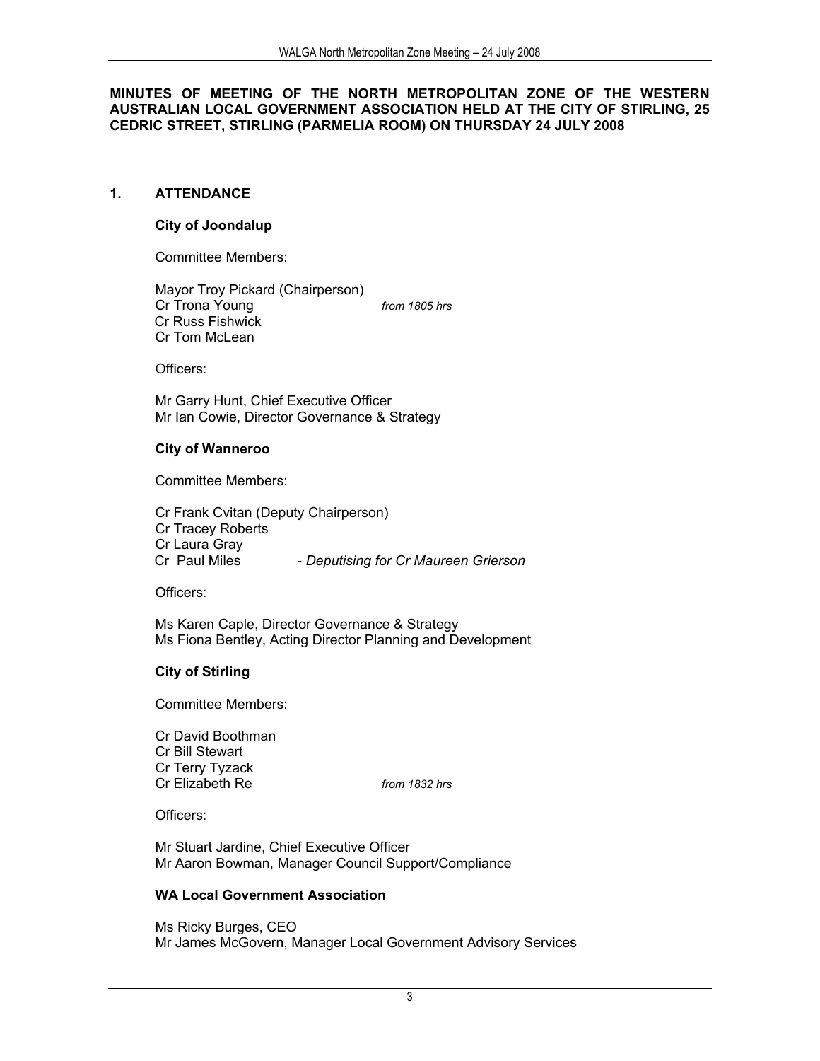**MINUTES OF MEETING OF THE NORTH METROPOLITAN ZONE OF THE WESTERN AUSTRALIAN LOCAL GOVERNMENT ASSOCIATION HELD AT THE CITY OF STIRLING, 25 CEDRIC STREET, STIRLING (PARMELIA ROOM) ON THURSDAY 24 JULY 2008**

## 1. ATTENDANCE

### City of Joondalup

Committee Members:

Mayor Troy Pickard (Chairperson)
Cr Trona Young *from 1805 hrs*
Cr Russ Fishwick
Cr Tom McLean

Officers:

Mr Garry Hunt, Chief Executive Officer
Mr Ian Cowie, Director Governance & Strategy

### City of Wanneroo

Committee Members:

Cr Frank Cvitan (Deputy Chairperson)
Cr Tracey Roberts
Cr Laura Gray
Cr Paul Miles - *Deputising for Cr Maureen Grierson*

Officers:

Ms Karen Caple, Director Governance & Strategy
Ms Fiona Bentley, Acting Director Planning and Development

### City of Stirling

Committee Members:

Cr David Boothman
Cr Bill Stewart
Cr Terry Tyzack
Cr Elizabeth Re *from 1832 hrs*

Officers:

Mr Stuart Jardine, Chief Executive Officer
Mr Aaron Bowman, Manager Council Support/Compliance

### WA Local Government Association

Ms Ricky Burges, CEO
Mr James McGovern, Manager Local Government Advisory Services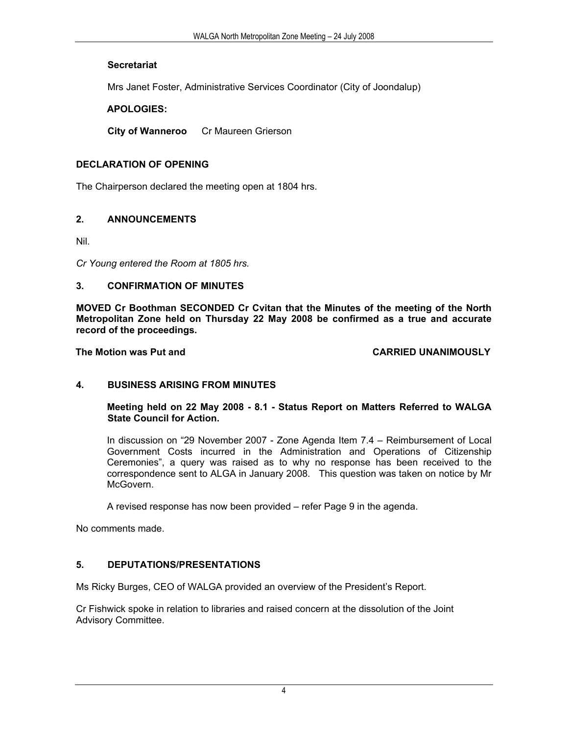**Secretariat**

Mrs Janet Foster, Administrative Services Coordinator (City of Joondalup)

**APOLOGIES:**

**City of Wanneroo** Cr Maureen Grierson

## DECLARATION OF OPENING

The Chairperson declared the meeting open at 1804 hrs.

## 2. ANNOUNCEMENTS

Nil.

*Cr Young entered the Room at 1805 hrs.*

## 3. CONFIRMATION OF MINUTES

**MOVED Cr Boothman SECONDED Cr Cvitan that the Minutes of the meeting of the North Metropolitan Zone held on Thursday 22 May 2008 be confirmed as a true and accurate record of the proceedings.**

**The Motion was Put and CARRIED UNANIMOUSLY**

## 4. BUSINESS ARISING FROM MINUTES

**Meeting held on 22 May 2008 - 8.1 - Status Report on Matters Referred to WALGA State Council for Action.**

In discussion on "29 November 2007 - Zone Agenda Item 7.4 – Reimbursement of Local Government Costs incurred in the Administration and Operations of Citizenship Ceremonies", a query was raised as to why no response has been received to the correspondence sent to ALGA in January 2008. This question was taken on notice by Mr McGovern.

A revised response has now been provided – refer Page 9 in the agenda.

No comments made.

## 5. DEPUTATIONS/PRESENTATIONS

Ms Ricky Burges, CEO of WALGA provided an overview of the President's Report.

Cr Fishwick spoke in relation to libraries and raised concern at the dissolution of the Joint Advisory Committee.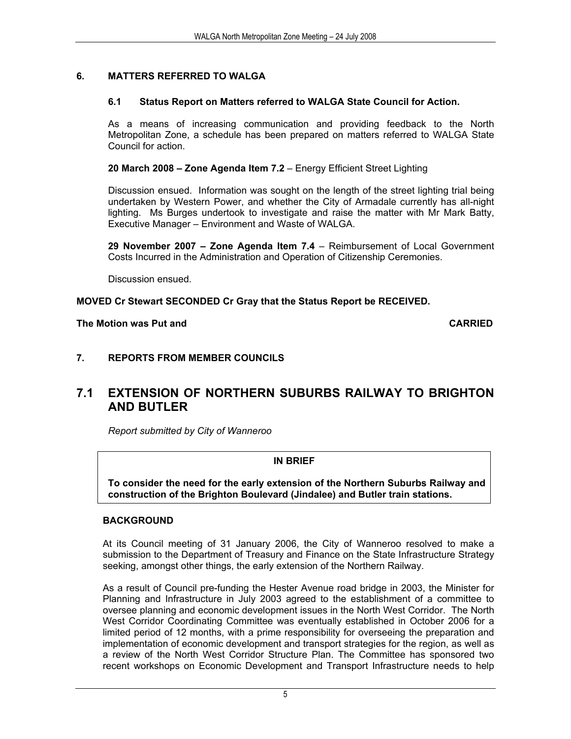## 6. MATTERS REFERRED TO WALGA

### 6.1 Status Report on Matters referred to WALGA State Council for Action.

As a means of increasing communication and providing feedback to the North Metropolitan Zone, a schedule has been prepared on matters referred to WALGA State Council for action.

**20 March 2008 – Zone Agenda Item 7.2** – Energy Efficient Street Lighting

Discussion ensued. Information was sought on the length of the street lighting trial being undertaken by Western Power, and whether the City of Armadale currently has all-night lighting. Ms Burges undertook to investigate and raise the matter with Mr Mark Batty, Executive Manager – Environment and Waste of WALGA.

**29 November 2007 – Zone Agenda Item 7.4** – Reimbursement of Local Government Costs Incurred in the Administration and Operation of Citizenship Ceremonies.

Discussion ensued.

**MOVED Cr Stewart SECONDED Cr Gray that the Status Report be RECEIVED.**

**The Motion was Put and CARRIED**

## 7. REPORTS FROM MEMBER COUNCILS

## 7.1 EXTENSION OF NORTHERN SUBURBS RAILWAY TO BRIGHTON AND BUTLER

*Report submitted by City of Wanneroo*

**IN BRIEF**

**To consider the need for the early extension of the Northern Suburbs Railway and construction of the Brighton Boulevard (Jindalee) and Butler train stations.**

**BACKGROUND**

At its Council meeting of 31 January 2006, the City of Wanneroo resolved to make a submission to the Department of Treasury and Finance on the State Infrastructure Strategy seeking, amongst other things, the early extension of the Northern Railway.

As a result of Council pre-funding the Hester Avenue road bridge in 2003, the Minister for Planning and Infrastructure in July 2003 agreed to the establishment of a committee to oversee planning and economic development issues in the North West Corridor. The North West Corridor Coordinating Committee was eventually established in October 2006 for a limited period of 12 months, with a prime responsibility for overseeing the preparation and implementation of economic development and transport strategies for the region, as well as a review of the North West Corridor Structure Plan. The Committee has sponsored two recent workshops on Economic Development and Transport Infrastructure needs to help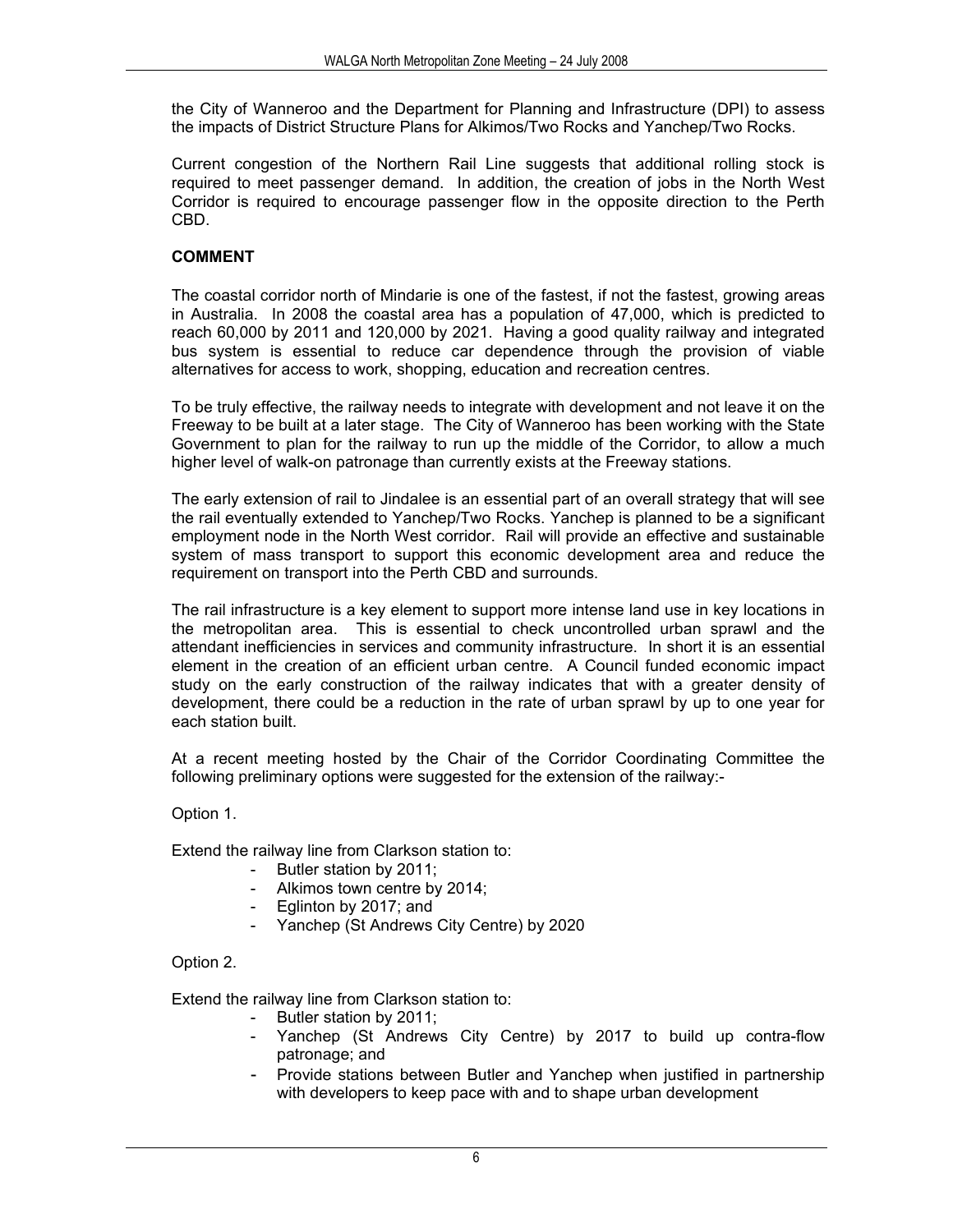the City of Wanneroo and the Department for Planning and Infrastructure (DPI) to assess the impacts of District Structure Plans for Alkimos/Two Rocks and Yanchep/Two Rocks.

Current congestion of the Northern Rail Line suggests that additional rolling stock is required to meet passenger demand. In addition, the creation of jobs in the North West Corridor is required to encourage passenger flow in the opposite direction to the Perth CBD.

**COMMENT**

The coastal corridor north of Mindarie is one of the fastest, if not the fastest, growing areas in Australia. In 2008 the coastal area has a population of 47,000, which is predicted to reach 60,000 by 2011 and 120,000 by 2021. Having a good quality railway and integrated bus system is essential to reduce car dependence through the provision of viable alternatives for access to work, shopping, education and recreation centres.

To be truly effective, the railway needs to integrate with development and not leave it on the Freeway to be built at a later stage. The City of Wanneroo has been working with the State Government to plan for the railway to run up the middle of the Corridor, to allow a much higher level of walk-on patronage than currently exists at the Freeway stations.

The early extension of rail to Jindalee is an essential part of an overall strategy that will see the rail eventually extended to Yanchep/Two Rocks. Yanchep is planned to be a significant employment node in the North West corridor. Rail will provide an effective and sustainable system of mass transport to support this economic development area and reduce the requirement on transport into the Perth CBD and surrounds.

The rail infrastructure is a key element to support more intense land use in key locations in the metropolitan area. This is essential to check uncontrolled urban sprawl and the attendant inefficiencies in services and community infrastructure. In short it is an essential element in the creation of an efficient urban centre. A Council funded economic impact study on the early construction of the railway indicates that with a greater density of development, there could be a reduction in the rate of urban sprawl by up to one year for each station built.

At a recent meeting hosted by the Chair of the Corridor Coordinating Committee the following preliminary options were suggested for the extension of the railway:-

Option 1.

Extend the railway line from Clarkson station to:

- Butler station by 2011;
- Alkimos town centre by 2014;
- Eglinton by 2017; and
- Yanchep (St Andrews City Centre) by 2020

Option 2.

Extend the railway line from Clarkson station to:

- Butler station by 2011;
- Yanchep (St Andrews City Centre) by 2017 to build up contra-flow patronage; and
- Provide stations between Butler and Yanchep when justified in partnership with developers to keep pace with and to shape urban development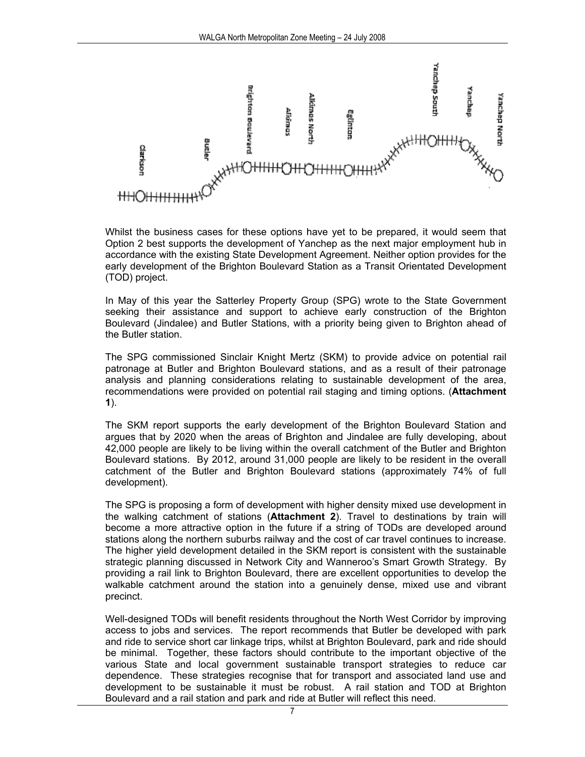Whilst the business cases for these options have yet to be prepared, it would seem that Option 2 best supports the development of Yanchep as the next major employment hub in accordance with the existing State Development Agreement. Neither option provides for the early development of the Brighton Boulevard Station as a Transit Orientated Development (TOD) project.

In May of this year the Satterley Property Group (SPG) wrote to the State Government seeking their assistance and support to achieve early construction of the Brighton Boulevard (Jindalee) and Butler Stations, with a priority being given to Brighton ahead of the Butler station.

The SPG commissioned Sinclair Knight Mertz (SKM) to provide advice on potential rail patronage at Butler and Brighton Boulevard stations, and as a result of their patronage analysis and planning considerations relating to sustainable development of the area, recommendations were provided on potential rail staging and timing options. (**Attachment 1**).

The SKM report supports the early development of the Brighton Boulevard Station and argues that by 2020 when the areas of Brighton and Jindalee are fully developing, about 42,000 people are likely to be living within the overall catchment of the Butler and Brighton Boulevard stations. By 2012, around 31,000 people are likely to be resident in the overall catchment of the Butler and Brighton Boulevard stations (approximately 74% of full development).

The SPG is proposing a form of development with higher density mixed use development in the walking catchment of stations (**Attachment 2**). Travel to destinations by train will become a more attractive option in the future if a string of TODs are developed around stations along the northern suburbs railway and the cost of car travel continues to increase. The higher yield development detailed in the SKM report is consistent with the sustainable strategic planning discussed in Network City and Wanneroo's Smart Growth Strategy. By providing a rail link to Brighton Boulevard, there are excellent opportunities to develop the walkable catchment around the station into a genuinely dense, mixed use and vibrant precinct.

Well-designed TODs will benefit residents throughout the North West Corridor by improving access to jobs and services. The report recommends that Butler be developed with park and ride to service short car linkage trips, whilst at Brighton Boulevard, park and ride should be minimal. Together, these factors should contribute to the important objective of the various State and local government sustainable transport strategies to reduce car dependence. These strategies recognise that for transport and associated land use and development to be sustainable it must be robust. A rail station and TOD at Brighton Boulevard and a rail station and park and ride at Butler will reflect this need.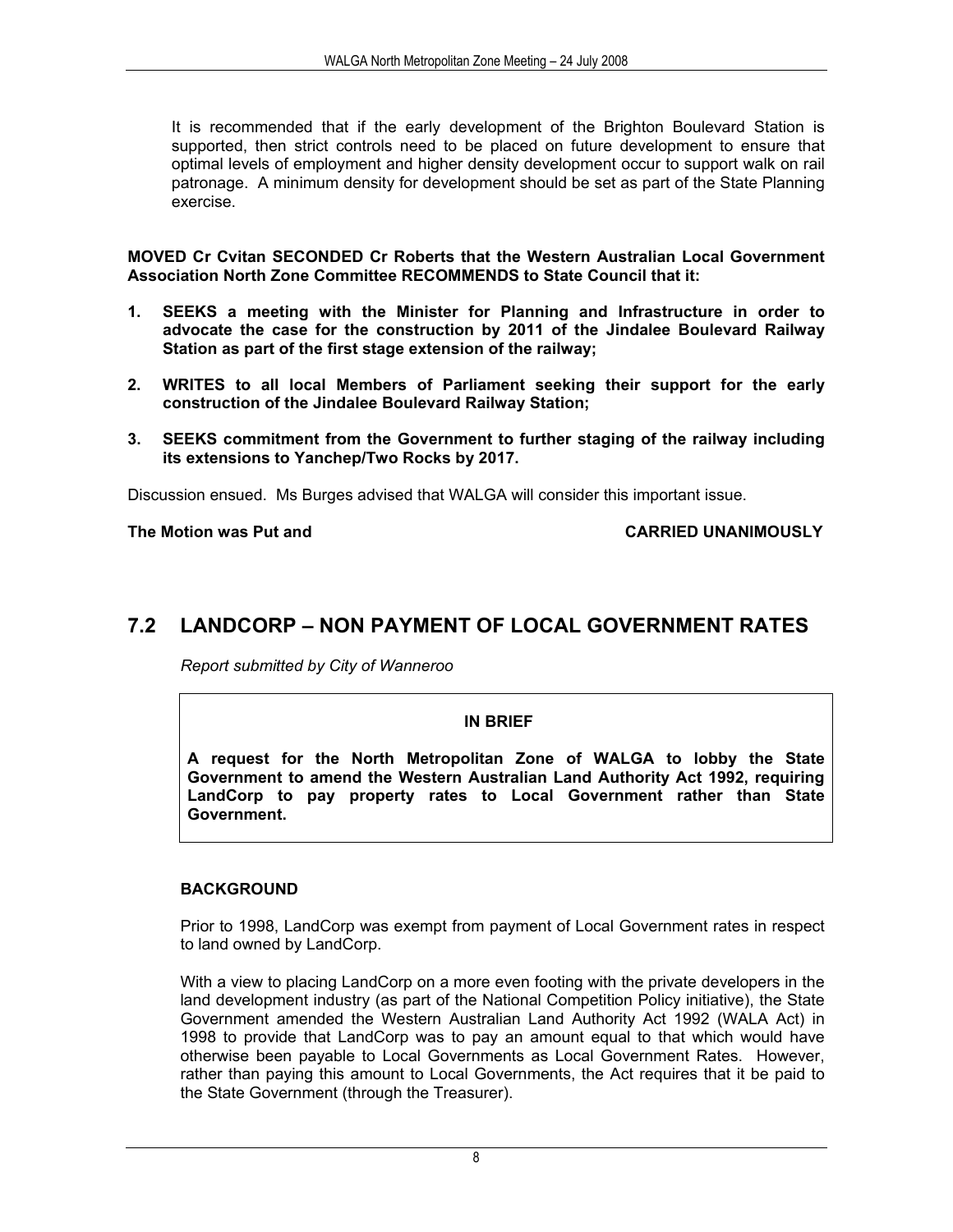It is recommended that if the early development of the Brighton Boulevard Station is supported, then strict controls need to be placed on future development to ensure that optimal levels of employment and higher density development occur to support walk on rail patronage. A minimum density for development should be set as part of the State Planning exercise.

**MOVED Cr Cvitan SECONDED Cr Roberts that the Western Australian Local Government Association North Zone Committee RECOMMENDS to State Council that it:**

1. **SEEKS a meeting with the Minister for Planning and Infrastructure in order to advocate the case for the construction by 2011 of the Jindalee Boulevard Railway Station as part of the first stage extension of the railway;**
2. **WRITES to all local Members of Parliament seeking their support for the early construction of the Jindalee Boulevard Railway Station;**
3. **SEEKS commitment from the Government to further staging of the railway including its extensions to Yanchep/Two Rocks by 2017.**

Discussion ensued. Ms Burges advised that WALGA will consider this important issue.

**The Motion was Put and CARRIED UNANIMOUSLY**

## 7.2 LANDCORP – NON PAYMENT OF LOCAL GOVERNMENT RATES

*Report submitted by City of Wanneroo*

**IN BRIEF**

**A request for the North Metropolitan Zone of WALGA to lobby the State Government to amend the Western Australian Land Authority Act 1992, requiring LandCorp to pay property rates to Local Government rather than State Government.**

### BACKGROUND

Prior to 1998, LandCorp was exempt from payment of Local Government rates in respect to land owned by LandCorp.

With a view to placing LandCorp on a more even footing with the private developers in the land development industry (as part of the National Competition Policy initiative), the State Government amended the Western Australian Land Authority Act 1992 (WALA Act) in 1998 to provide that LandCorp was to pay an amount equal to that which would have otherwise been payable to Local Governments as Local Government Rates. However, rather than paying this amount to Local Governments, the Act requires that it be paid to the State Government (through the Treasurer).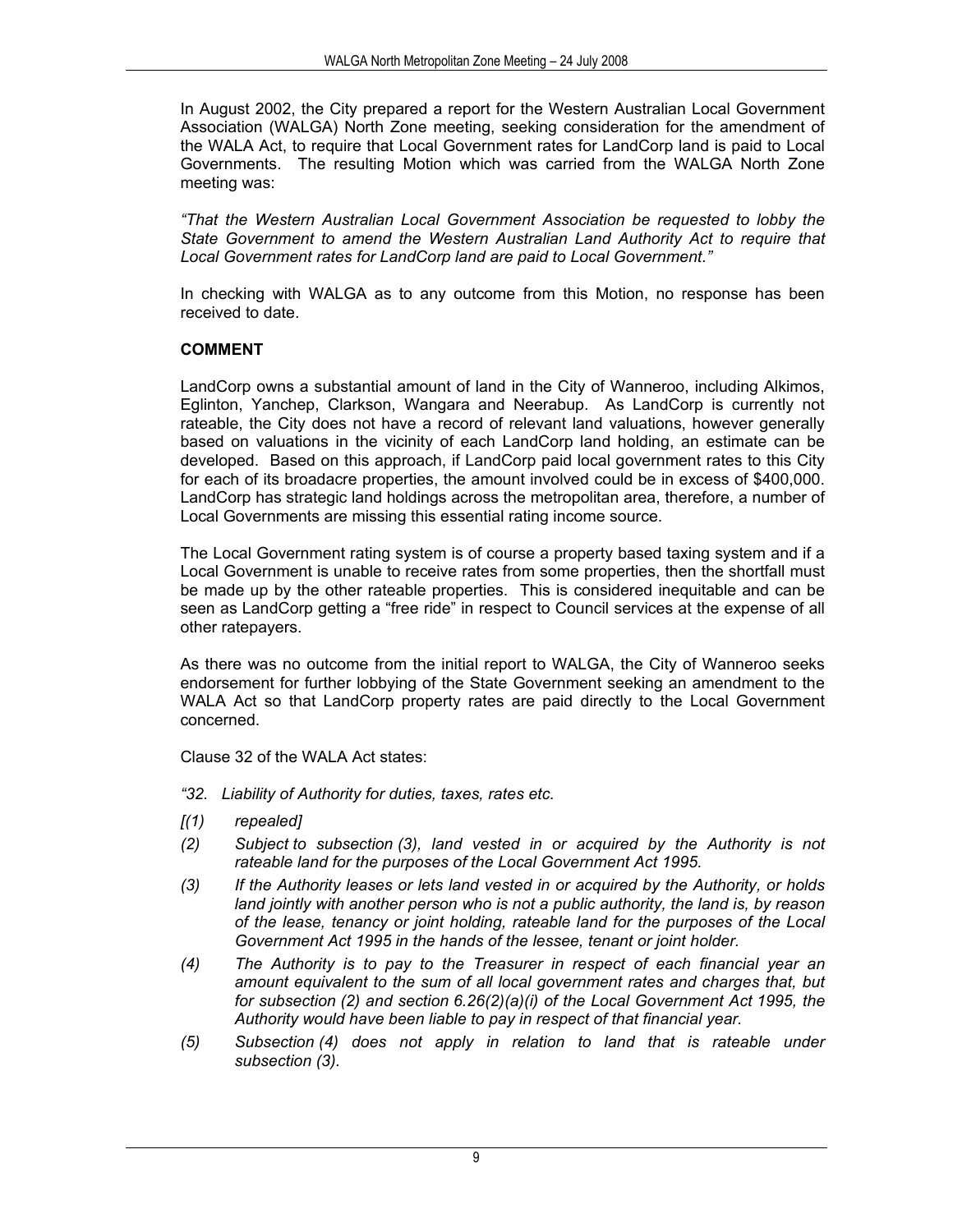In August 2002, the City prepared a report for the Western Australian Local Government Association (WALGA) North Zone meeting, seeking consideration for the amendment of the WALA Act, to require that Local Government rates for LandCorp land is paid to Local Governments. The resulting Motion which was carried from the WALGA North Zone meeting was:

*"That the Western Australian Local Government Association be requested to lobby the State Government to amend the Western Australian Land Authority Act to require that Local Government rates for LandCorp land are paid to Local Government."*

In checking with WALGA as to any outcome from this Motion, no response has been received to date.

**COMMENT**

LandCorp owns a substantial amount of land in the City of Wanneroo, including Alkimos, Eglinton, Yanchep, Clarkson, Wangara and Neerabup. As LandCorp is currently not rateable, the City does not have a record of relevant land valuations, however generally based on valuations in the vicinity of each LandCorp land holding, an estimate can be developed. Based on this approach, if LandCorp paid local government rates to this City for each of its broadacre properties, the amount involved could be in excess of $400,000. LandCorp has strategic land holdings across the metropolitan area, therefore, a number of Local Governments are missing this essential rating income source.

The Local Government rating system is of course a property based taxing system and if a Local Government is unable to receive rates from some properties, then the shortfall must be made up by the other rateable properties. This is considered inequitable and can be seen as LandCorp getting a "free ride" in respect to Council services at the expense of all other ratepayers.

As there was no outcome from the initial report to WALGA, the City of Wanneroo seeks endorsement for further lobbying of the State Government seeking an amendment to the WALA Act so that LandCorp property rates are paid directly to the Local Government concerned.

Clause 32 of the WALA Act states:

*"32. Liability of Authority for duties, taxes, rates etc.*

*[(1) repealed]*

*(2) Subject to subsection (3), land vested in or acquired by the Authority is not rateable land for the purposes of the Local Government Act 1995.*

*(3) If the Authority leases or lets land vested in or acquired by the Authority, or holds land jointly with another person who is not a public authority, the land is, by reason of the lease, tenancy or joint holding, rateable land for the purposes of the Local Government Act 1995 in the hands of the lessee, tenant or joint holder.*

*(4) The Authority is to pay to the Treasurer in respect of each financial year an amount equivalent to the sum of all local government rates and charges that, but for subsection (2) and section 6.26(2)(a)(i) of the Local Government Act 1995, the Authority would have been liable to pay in respect of that financial year.*

*(5) Subsection (4) does not apply in relation to land that is rateable under subsection (3).*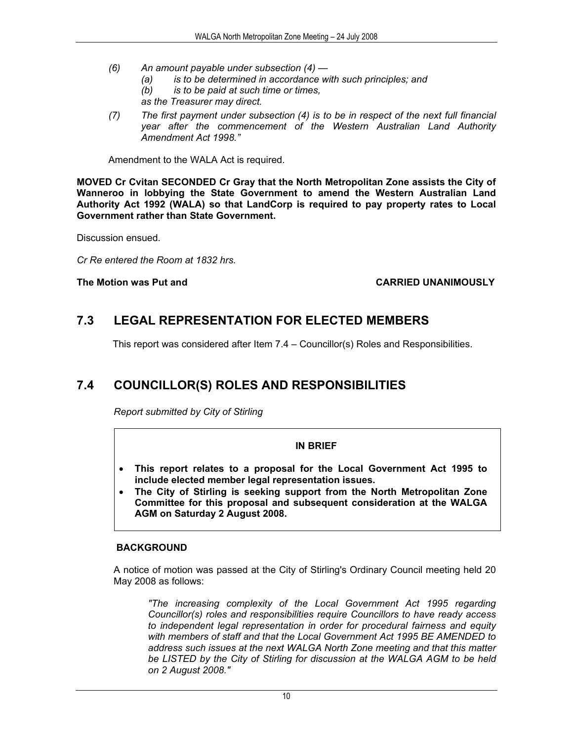*(6) An amount payable under subsection (4) —*
*(a) is to be determined in accordance with such principles; and*
*(b) is to be paid at such time or times,*
*as the Treasurer may direct.*

*(7) The first payment under subsection (4) is to be in respect of the next full financial year after the commencement of the Western Australian Land Authority Amendment Act 1998."*

Amendment to the WALA Act is required.

**MOVED Cr Cvitan SECONDED Cr Gray that the North Metropolitan Zone assists the City of Wanneroo in lobbying the State Government to amend the Western Australian Land Authority Act 1992 (WALA) so that LandCorp is required to pay property rates to Local Government rather than State Government.**

Discussion ensued.

*Cr Re entered the Room at 1832 hrs.*

**The Motion was Put and CARRIED UNANIMOUSLY**

## 7.3 LEGAL REPRESENTATION FOR ELECTED MEMBERS

This report was considered after Item 7.4 – Councillor(s) Roles and Responsibilities.

## 7.4 COUNCILLOR(S) ROLES AND RESPONSIBILITIES

*Report submitted by City of Stirling*

**IN BRIEF**

- **This report relates to a proposal for the Local Government Act 1995 to include elected member legal representation issues.**
- **The City of Stirling is seeking support from the North Metropolitan Zone Committee for this proposal and subsequent consideration at the WALGA AGM on Saturday 2 August 2008.**

**BACKGROUND**

A notice of motion was passed at the City of Stirling's Ordinary Council meeting held 20 May 2008 as follows:

*"The increasing complexity of the Local Government Act 1995 regarding Councillor(s) roles and responsibilities require Councillors to have ready access to independent legal representation in order for procedural fairness and equity with members of staff and that the Local Government Act 1995 BE AMENDED to address such issues at the next WALGA North Zone meeting and that this matter be LISTED by the City of Stirling for discussion at the WALGA AGM to be held on 2 August 2008."*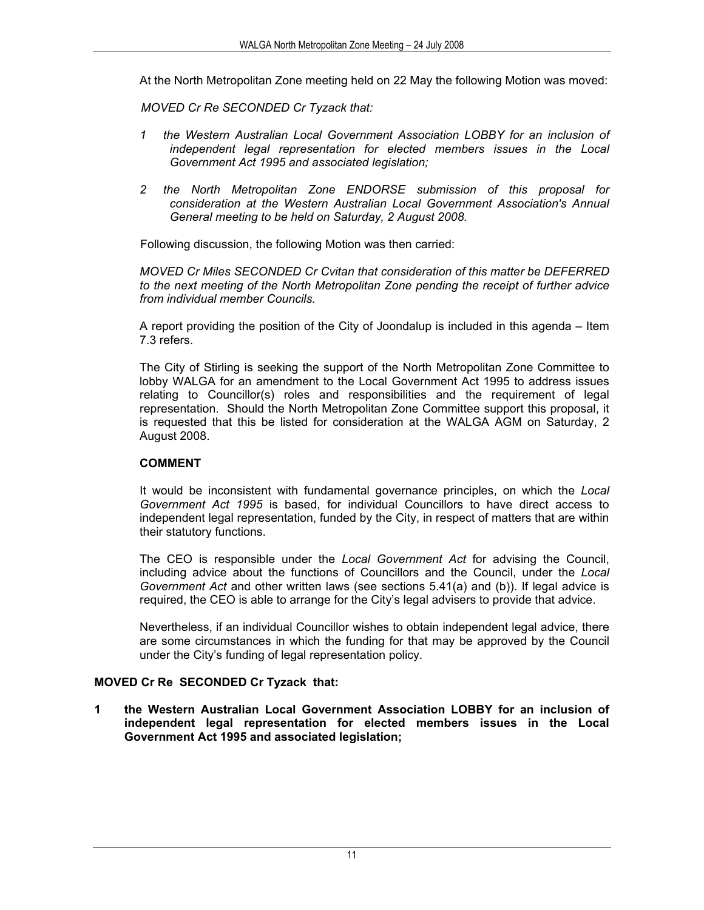At the North Metropolitan Zone meeting held on 22 May the following Motion was moved:

*MOVED Cr Re SECONDED Cr Tyzack that:*

*1 the Western Australian Local Government Association LOBBY for an inclusion of independent legal representation for elected members issues in the Local Government Act 1995 and associated legislation;*

*2 the North Metropolitan Zone ENDORSE submission of this proposal for consideration at the Western Australian Local Government Association's Annual General meeting to be held on Saturday, 2 August 2008.*

Following discussion, the following Motion was then carried:

*MOVED Cr Miles SECONDED Cr Cvitan that consideration of this matter be DEFERRED to the next meeting of the North Metropolitan Zone pending the receipt of further advice from individual member Councils.*

A report providing the position of the City of Joondalup is included in this agenda – Item 7.3 refers.

The City of Stirling is seeking the support of the North Metropolitan Zone Committee to lobby WALGA for an amendment to the Local Government Act 1995 to address issues relating to Councillor(s) roles and responsibilities and the requirement of legal representation. Should the North Metropolitan Zone Committee support this proposal, it is requested that this be listed for consideration at the WALGA AGM on Saturday, 2 August 2008.

**COMMENT**

It would be inconsistent with fundamental governance principles, on which the *Local Government Act 1995* is based, for individual Councillors to have direct access to independent legal representation, funded by the City, in respect of matters that are within their statutory functions.

The CEO is responsible under the *Local Government Act* for advising the Council, including advice about the functions of Councillors and the Council, under the *Local Government Act* and other written laws (see sections 5.41(a) and (b)). If legal advice is required, the CEO is able to arrange for the City's legal advisers to provide that advice.

Nevertheless, if an individual Councillor wishes to obtain independent legal advice, there are some circumstances in which the funding for that may be approved by the Council under the City's funding of legal representation policy.

**MOVED Cr Re SECONDED Cr Tyzack that:**

**1 the Western Australian Local Government Association LOBBY for an inclusion of independent legal representation for elected members issues in the Local Government Act 1995 and associated legislation;**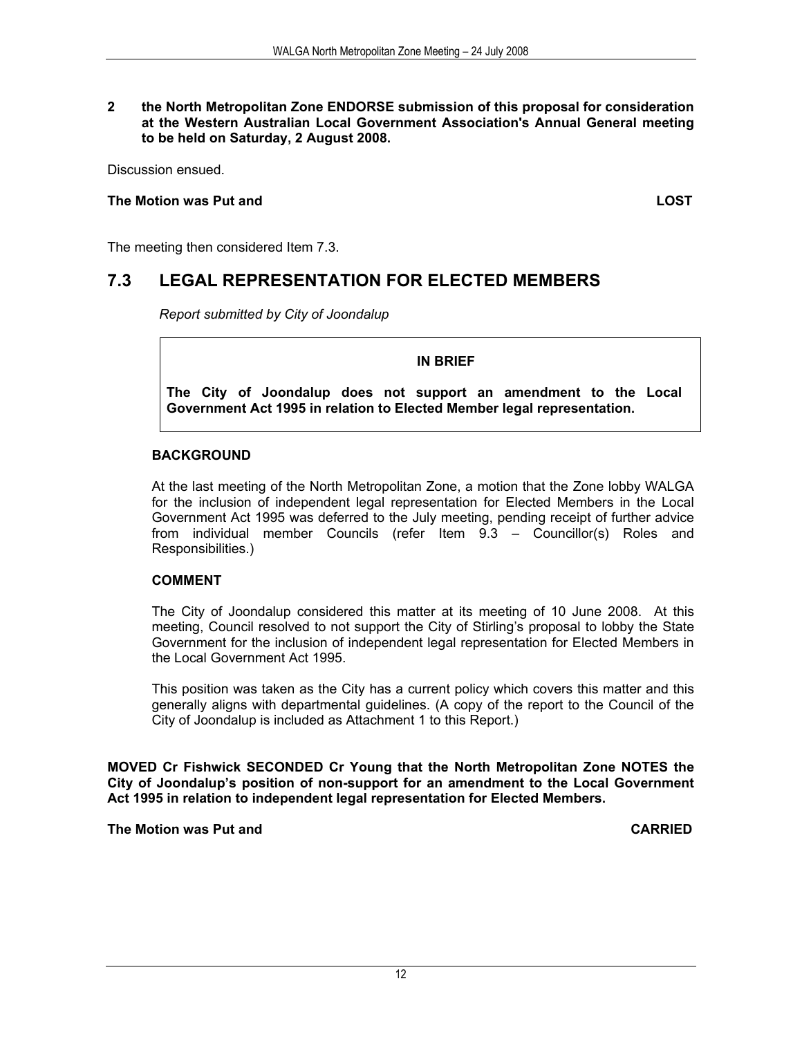**2 the North Metropolitan Zone ENDORSE submission of this proposal for consideration at the Western Australian Local Government Association's Annual General meeting to be held on Saturday, 2 August 2008.**

Discussion ensued.

**The Motion was Put and LOST**

The meeting then considered Item 7.3.

## 7.3 LEGAL REPRESENTATION FOR ELECTED MEMBERS

*Report submitted by City of Joondalup*

**IN BRIEF**

**The City of Joondalup does not support an amendment to the Local Government Act 1995 in relation to Elected Member legal representation.**

**BACKGROUND**

At the last meeting of the North Metropolitan Zone, a motion that the Zone lobby WALGA for the inclusion of independent legal representation for Elected Members in the Local Government Act 1995 was deferred to the July meeting, pending receipt of further advice from individual member Councils (refer Item 9.3 – Councillor(s) Roles and Responsibilities.)

**COMMENT**

The City of Joondalup considered this matter at its meeting of 10 June 2008. At this meeting, Council resolved to not support the City of Stirling's proposal to lobby the State Government for the inclusion of independent legal representation for Elected Members in the Local Government Act 1995.

This position was taken as the City has a current policy which covers this matter and this generally aligns with departmental guidelines. (A copy of the report to the Council of the City of Joondalup is included as Attachment 1 to this Report.)

**MOVED Cr Fishwick SECONDED Cr Young that the North Metropolitan Zone NOTES the City of Joondalup's position of non-support for an amendment to the Local Government Act 1995 in relation to independent legal representation for Elected Members.**

**The Motion was Put and CARRIED**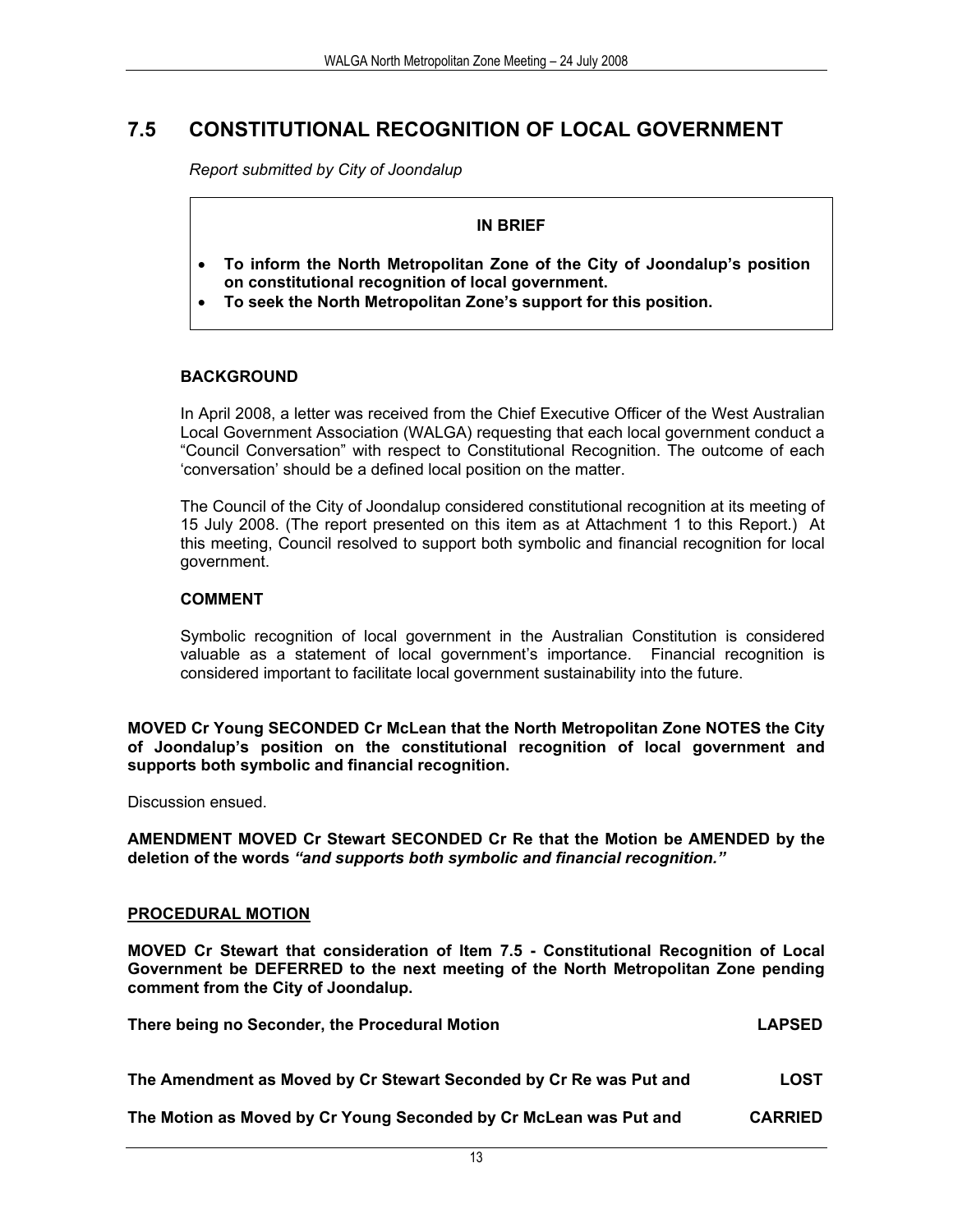## 7.5 CONSTITUTIONAL RECOGNITION OF LOCAL GOVERNMENT

*Report submitted by City of Joondalup*

> **IN BRIEF**
>
> - **To inform the North Metropolitan Zone of the City of Joondalup's position on constitutional recognition of local government.**
> - **To seek the North Metropolitan Zone's support for this position.**

### BACKGROUND

In April 2008, a letter was received from the Chief Executive Officer of the West Australian Local Government Association (WALGA) requesting that each local government conduct a "Council Conversation" with respect to Constitutional Recognition. The outcome of each 'conversation' should be a defined local position on the matter.

The Council of the City of Joondalup considered constitutional recognition at its meeting of 15 July 2008. (The report presented on this item as at Attachment 1 to this Report.) At this meeting, Council resolved to support both symbolic and financial recognition for local government.

### COMMENT

Symbolic recognition of local government in the Australian Constitution is considered valuable as a statement of local government's importance. Financial recognition is considered important to facilitate local government sustainability into the future.

**MOVED Cr Young SECONDED Cr McLean that the North Metropolitan Zone NOTES the City of Joondalup's position on the constitutional recognition of local government and supports both symbolic and financial recognition.**

Discussion ensued.

**AMENDMENT MOVED Cr Stewart SECONDED Cr Re that the Motion be AMENDED by the deletion of the words *"and supports both symbolic and financial recognition."***

**PROCEDURAL MOTION**

**MOVED Cr Stewart that consideration of Item 7.5 - Constitutional Recognition of Local Government be DEFERRED to the next meeting of the North Metropolitan Zone pending comment from the City of Joondalup.**

**There being no Seconder, the Procedural Motion LAPSED**

**The Amendment as Moved by Cr Stewart Seconded by Cr Re was Put and LOST**

**The Motion as Moved by Cr Young Seconded by Cr McLean was Put and CARRIED**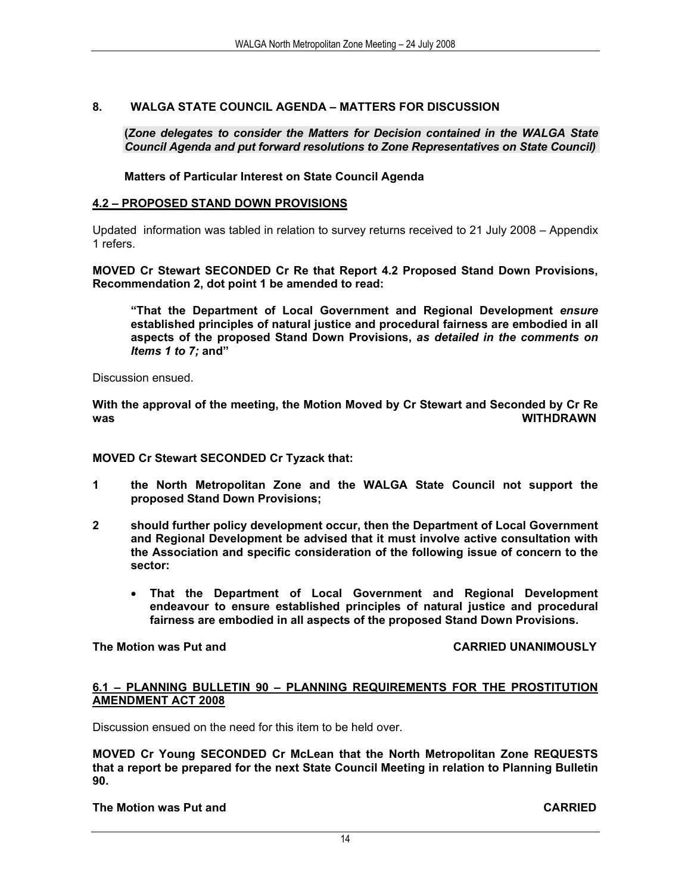## 8. WALGA STATE COUNCIL AGENDA – MATTERS FOR DISCUSSION

**(*Zone delegates to consider the Matters for Decision contained in the WALGA State Council Agenda and put forward resolutions to Zone Representatives on State Council)***

**Matters of Particular Interest on State Council Agenda**

### <u>4.2 – PROPOSED STAND DOWN PROVISIONS</u>

Updated information was tabled in relation to survey returns received to 21 July 2008 – Appendix 1 refers.

**MOVED Cr Stewart SECONDED Cr Re that Report 4.2 Proposed Stand Down Provisions, Recommendation 2, dot point 1 be amended to read:**

> **"That the Department of Local Government and Regional Development *ensure* established principles of natural justice and procedural fairness are embodied in all aspects of the proposed Stand Down Provisions, *as detailed in the comments on Items 1 to 7;* and"**

Discussion ensued.

**With the approval of the meeting, the Motion Moved by Cr Stewart and Seconded by Cr Re was WITHDRAWN**

**MOVED Cr Stewart SECONDED Cr Tyzack that:**

1. **the North Metropolitan Zone and the WALGA State Council not support the proposed Stand Down Provisions;**
2. **should further policy development occur, then the Department of Local Government and Regional Development be advised that it must involve active consultation with the Association and specific consideration of the following issue of concern to the sector:**
   - **That the Department of Local Government and Regional Development endeavour to ensure established principles of natural justice and procedural fairness are embodied in all aspects of the proposed Stand Down Provisions.**

**The Motion was Put and CARRIED UNANIMOUSLY**

### <u>6.1 – PLANNING BULLETIN 90 – PLANNING REQUIREMENTS FOR THE PROSTITUTION AMENDMENT ACT 2008</u>

Discussion ensued on the need for this item to be held over.

**MOVED Cr Young SECONDED Cr McLean that the North Metropolitan Zone REQUESTS that a report be prepared for the next State Council Meeting in relation to Planning Bulletin 90.**

**The Motion was Put and CARRIED**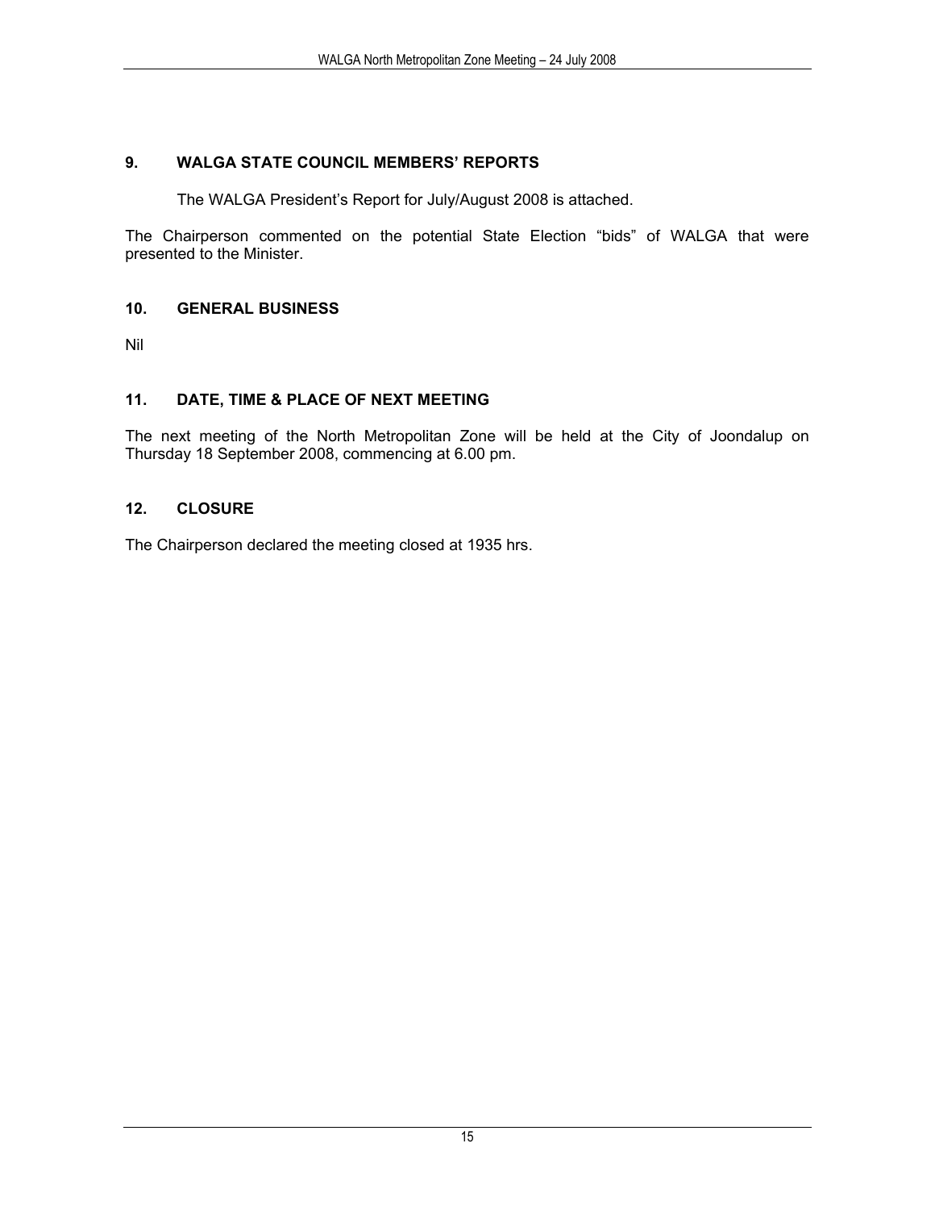## 9. WALGA STATE COUNCIL MEMBERS' REPORTS

The WALGA President's Report for July/August 2008 is attached.

The Chairperson commented on the potential State Election "bids" of WALGA that were presented to the Minister.

## 10. GENERAL BUSINESS

Nil

## 11. DATE, TIME & PLACE OF NEXT MEETING

The next meeting of the North Metropolitan Zone will be held at the City of Joondalup on Thursday 18 September 2008, commencing at 6.00 pm.

## 12. CLOSURE

The Chairperson declared the meeting closed at 1935 hrs.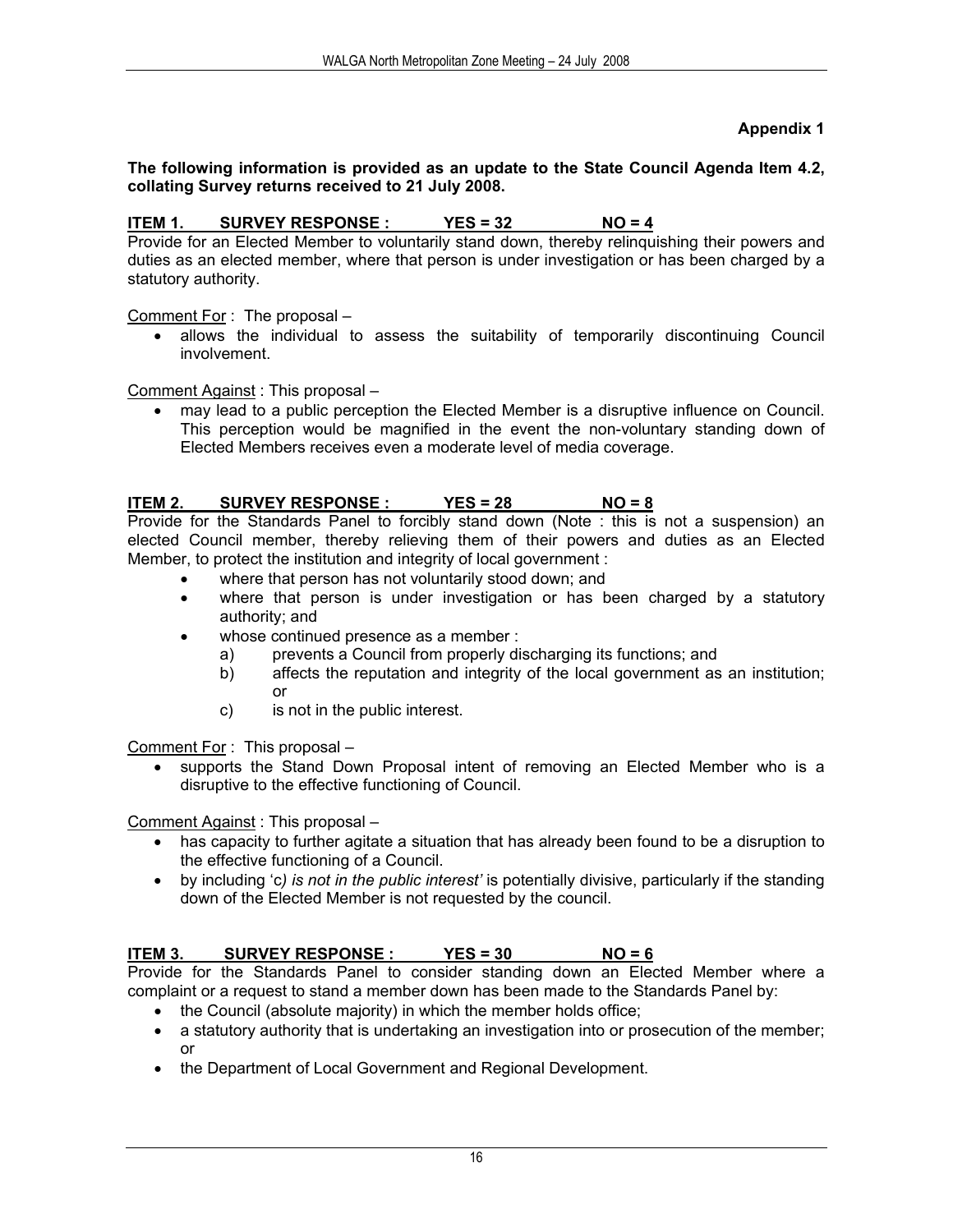**Appendix 1**

**The following information is provided as an update to the State Council Agenda Item 4.2, collating Survey returns received to 21 July 2008.**

**ITEM 1. SURVEY RESPONSE : YES = 32 NO = 4**

Provide for an Elected Member to voluntarily stand down, thereby relinquishing their powers and duties as an elected member, where that person is under investigation or has been charged by a statutory authority.

Comment For : The proposal –

- allows the individual to assess the suitability of temporarily discontinuing Council involvement.

Comment Against : This proposal –

- may lead to a public perception the Elected Member is a disruptive influence on Council. This perception would be magnified in the event the non-voluntary standing down of Elected Members receives even a moderate level of media coverage.

**ITEM 2. SURVEY RESPONSE : YES = 28 NO = 8**

Provide for the Standards Panel to forcibly stand down (Note : this is not a suspension) an elected Council member, thereby relieving them of their powers and duties as an Elected Member, to protect the institution and integrity of local government :

- where that person has not voluntarily stood down; and
- where that person is under investigation or has been charged by a statutory authority; and
- whose continued presence as a member :
  - a) prevents a Council from properly discharging its functions; and
  - b) affects the reputation and integrity of the local government as an institution; or
  - c) is not in the public interest.

Comment For : This proposal –

- supports the Stand Down Proposal intent of removing an Elected Member who is a disruptive to the effective functioning of Council.

Comment Against : This proposal –

- has capacity to further agitate a situation that has already been found to be a disruption to the effective functioning of a Council.
- by including 'c*) is not in the public interest'* is potentially divisive, particularly if the standing down of the Elected Member is not requested by the council.

**ITEM 3. SURVEY RESPONSE : YES = 30 NO = 6**

Provide for the Standards Panel to consider standing down an Elected Member where a complaint or a request to stand a member down has been made to the Standards Panel by:

- the Council (absolute majority) in which the member holds office;
- a statutory authority that is undertaking an investigation into or prosecution of the member; or
- the Department of Local Government and Regional Development.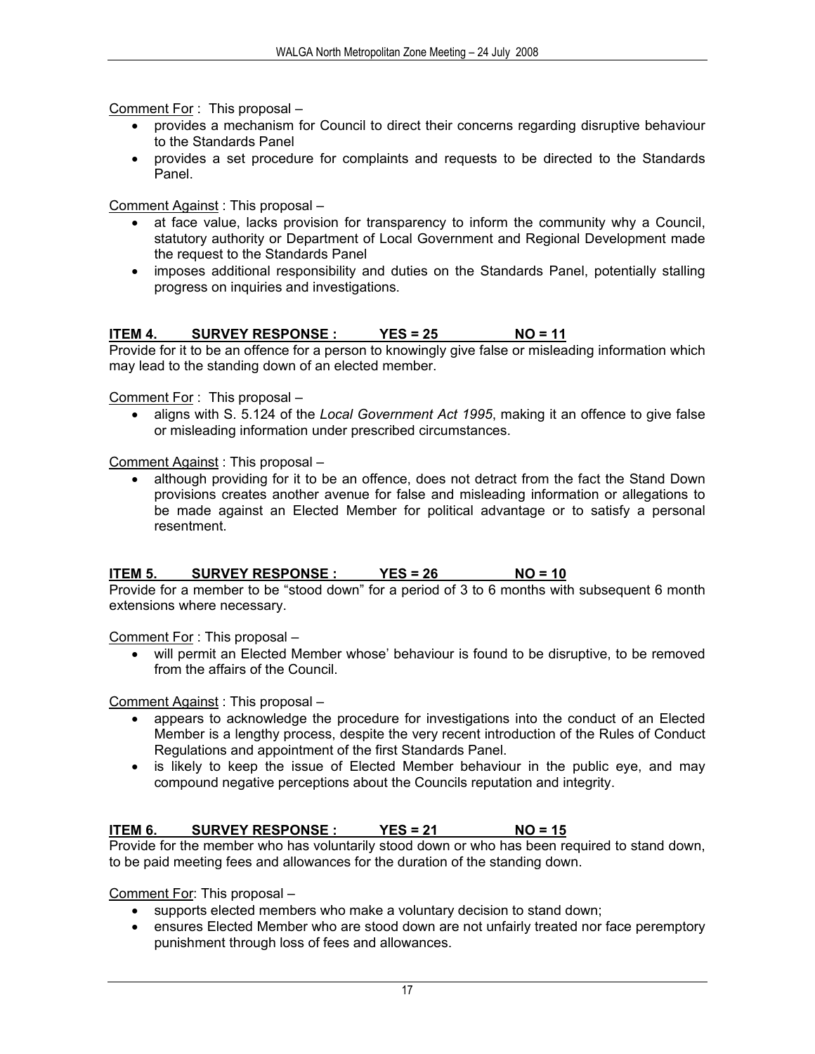<u>Comment For</u> : This proposal –

- provides a mechanism for Council to direct their concerns regarding disruptive behaviour to the Standards Panel
- provides a set procedure for complaints and requests to be directed to the Standards Panel.

<u>Comment Against</u> : This proposal –

- at face value, lacks provision for transparency to inform the community why a Council, statutory authority or Department of Local Government and Regional Development made the request to the Standards Panel
- imposes additional responsibility and duties on the Standards Panel, potentially stalling progress on inquiries and investigations.

**<u>ITEM 4. SURVEY RESPONSE : YES = 25 NO = 11</u>**

Provide for it to be an offence for a person to knowingly give false or misleading information which may lead to the standing down of an elected member.

<u>Comment For</u> : This proposal –

- aligns with S. 5.124 of the *Local Government Act 1995*, making it an offence to give false or misleading information under prescribed circumstances.

<u>Comment Against</u> : This proposal –

- although providing for it to be an offence, does not detract from the fact the Stand Down provisions creates another avenue for false and misleading information or allegations to be made against an Elected Member for political advantage or to satisfy a personal resentment.

**<u>ITEM 5. SURVEY RESPONSE : YES = 26 NO = 10</u>**

Provide for a member to be "stood down" for a period of 3 to 6 months with subsequent 6 month extensions where necessary.

<u>Comment For</u> : This proposal –

- will permit an Elected Member whose' behaviour is found to be disruptive, to be removed from the affairs of the Council.

<u>Comment Against</u> : This proposal –

- appears to acknowledge the procedure for investigations into the conduct of an Elected Member is a lengthy process, despite the very recent introduction of the Rules of Conduct Regulations and appointment of the first Standards Panel.
- is likely to keep the issue of Elected Member behaviour in the public eye, and may compound negative perceptions about the Councils reputation and integrity.

**<u>ITEM 6. SURVEY RESPONSE : YES = 21 NO = 15</u>**

Provide for the member who has voluntarily stood down or who has been required to stand down, to be paid meeting fees and allowances for the duration of the standing down.

<u>Comment For</u>: This proposal –

- supports elected members who make a voluntary decision to stand down;
- ensures Elected Member who are stood down are not unfairly treated nor face peremptory punishment through loss of fees and allowances.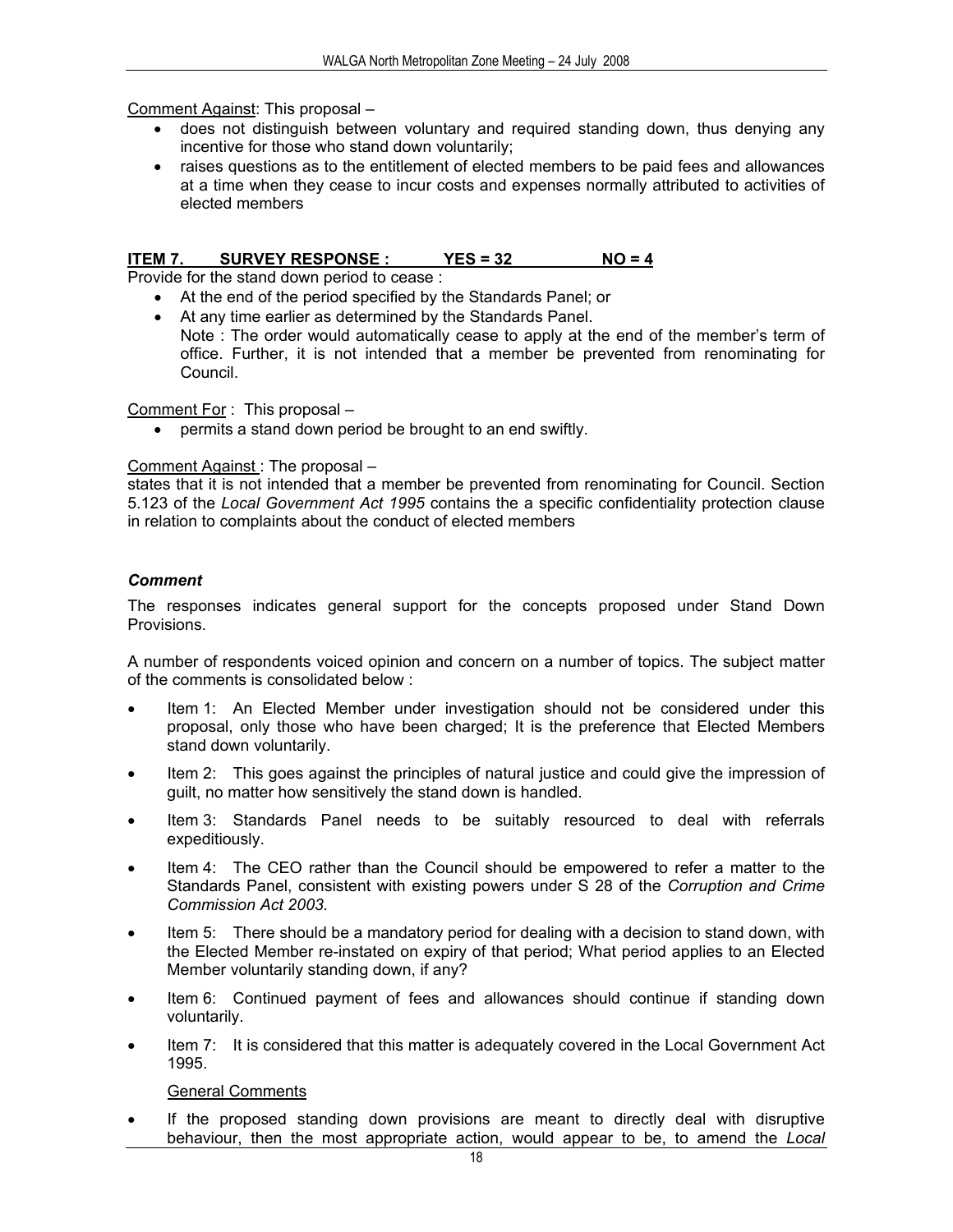Comment Against: This proposal –

- does not distinguish between voluntary and required standing down, thus denying any incentive for those who stand down voluntarily;
- raises questions as to the entitlement of elected members to be paid fees and allowances at a time when they cease to incur costs and expenses normally attributed to activities of elected members

**ITEM 7. SURVEY RESPONSE : YES = 32 NO = 4**

Provide for the stand down period to cease :

- At the end of the period specified by the Standards Panel; or
- At any time earlier as determined by the Standards Panel.
  Note : The order would automatically cease to apply at the end of the member's term of office. Further, it is not intended that a member be prevented from renominating for Council.

Comment For : This proposal –

- permits a stand down period be brought to an end swiftly.

Comment Against : The proposal –

states that it is not intended that a member be prevented from renominating for Council. Section 5.123 of the *Local Government Act 1995* contains the a specific confidentiality protection clause in relation to complaints about the conduct of elected members

### *Comment*

The responses indicates general support for the concepts proposed under Stand Down Provisions.

A number of respondents voiced opinion and concern on a number of topics. The subject matter of the comments is consolidated below :

- Item 1: An Elected Member under investigation should not be considered under this proposal, only those who have been charged; It is the preference that Elected Members stand down voluntarily.
- Item 2: This goes against the principles of natural justice and could give the impression of guilt, no matter how sensitively the stand down is handled.
- Item 3: Standards Panel needs to be suitably resourced to deal with referrals expeditiously.
- Item 4: The CEO rather than the Council should be empowered to refer a matter to the Standards Panel, consistent with existing powers under S 28 of the *Corruption and Crime Commission Act 2003.*
- Item 5: There should be a mandatory period for dealing with a decision to stand down, with the Elected Member re-instated on expiry of that period; What period applies to an Elected Member voluntarily standing down, if any?
- Item 6: Continued payment of fees and allowances should continue if standing down voluntarily.
- Item 7: It is considered that this matter is adequately covered in the Local Government Act 1995.

General Comments

- If the proposed standing down provisions are meant to directly deal with disruptive behaviour, then the most appropriate action, would appear to be, to amend the *Local*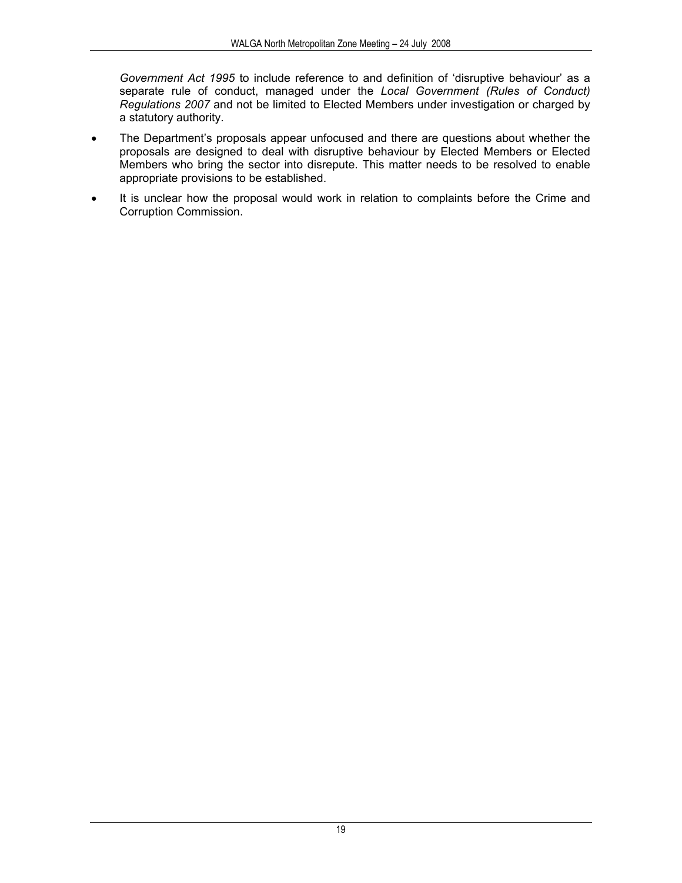*Government Act 1995* to include reference to and definition of 'disruptive behaviour' as a separate rule of conduct, managed under the *Local Government (Rules of Conduct) Regulations 2007* and not be limited to Elected Members under investigation or charged by a statutory authority.

- The Department's proposals appear unfocused and there are questions about whether the proposals are designed to deal with disruptive behaviour by Elected Members or Elected Members who bring the sector into disrepute. This matter needs to be resolved to enable appropriate provisions to be established.
- It is unclear how the proposal would work in relation to complaints before the Crime and Corruption Commission.